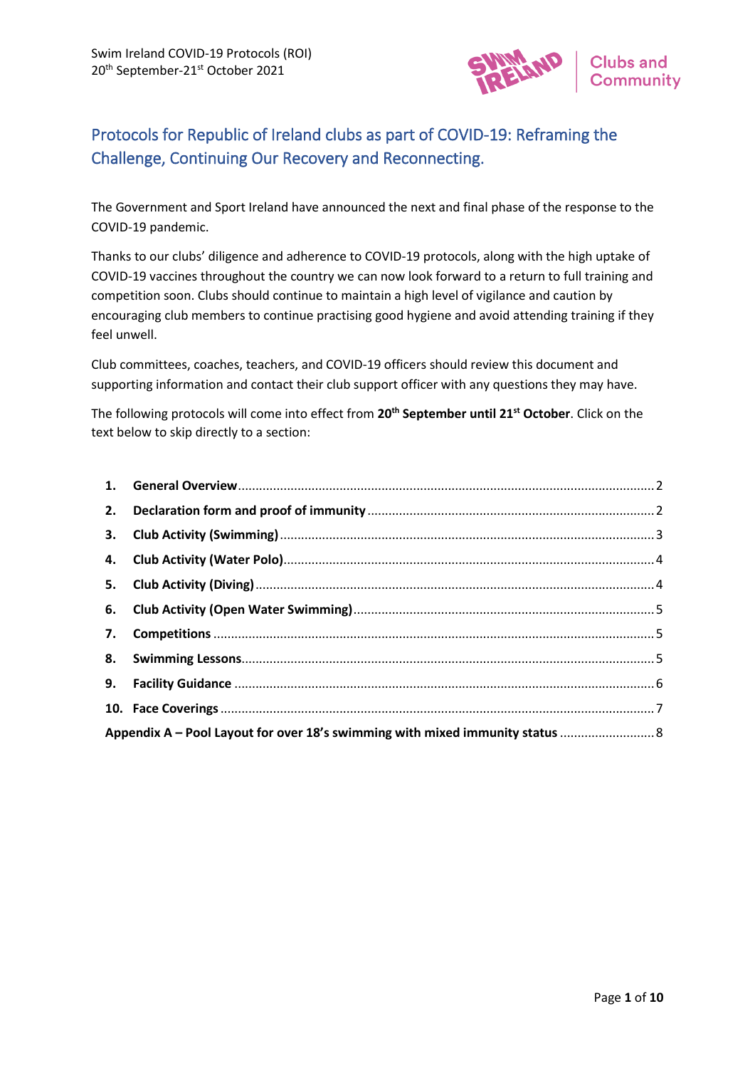# Protocols for Republic of Ireland clubs as part of COVID-19: Reframing the Challenge, Continuing Our Recovery and Reconnecting.

The Government and Sport Ireland have announced the next and final phase of the response to the COVID-19 pandemic.

Thanks to our clubs' diligence and adherence to COVID-19 protocols, along with the high uptake of COVID-19 vaccines throughout the country we can now look forward to a return to full training and competition soon. Clubs should continue to maintain a high level of vigilance and caution by encouraging club members to continue practising good hygiene and avoid attending training if they feel unwell.

Club committees, coaches, teachers, and COVID-19 officers should review this document and supporting information and contact their club support officer with any questions they may have.

The following protocols will come into effect from **20th September until 21st October**. Click on the text below to skip directly to a section:

1. **General Overview** .......... 2
2. **Declaration form and proof of immunity** .......... 2
3. **Club Activity (Swimming)** .......... 3
4. **Club Activity (Water Polo)** .......... 4
5. **Club Activity (Diving)** .......... 4
6. **Club Activity (Open Water Swimming)** .......... 5
7. **Competitions** .......... 5
8. **Swimming Lessons** .......... 5
9. **Facility Guidance** .......... 6
10. **Face Coverings** .......... 7

**Appendix A – Pool Layout for over 18's swimming with mixed immunity status** .......... 8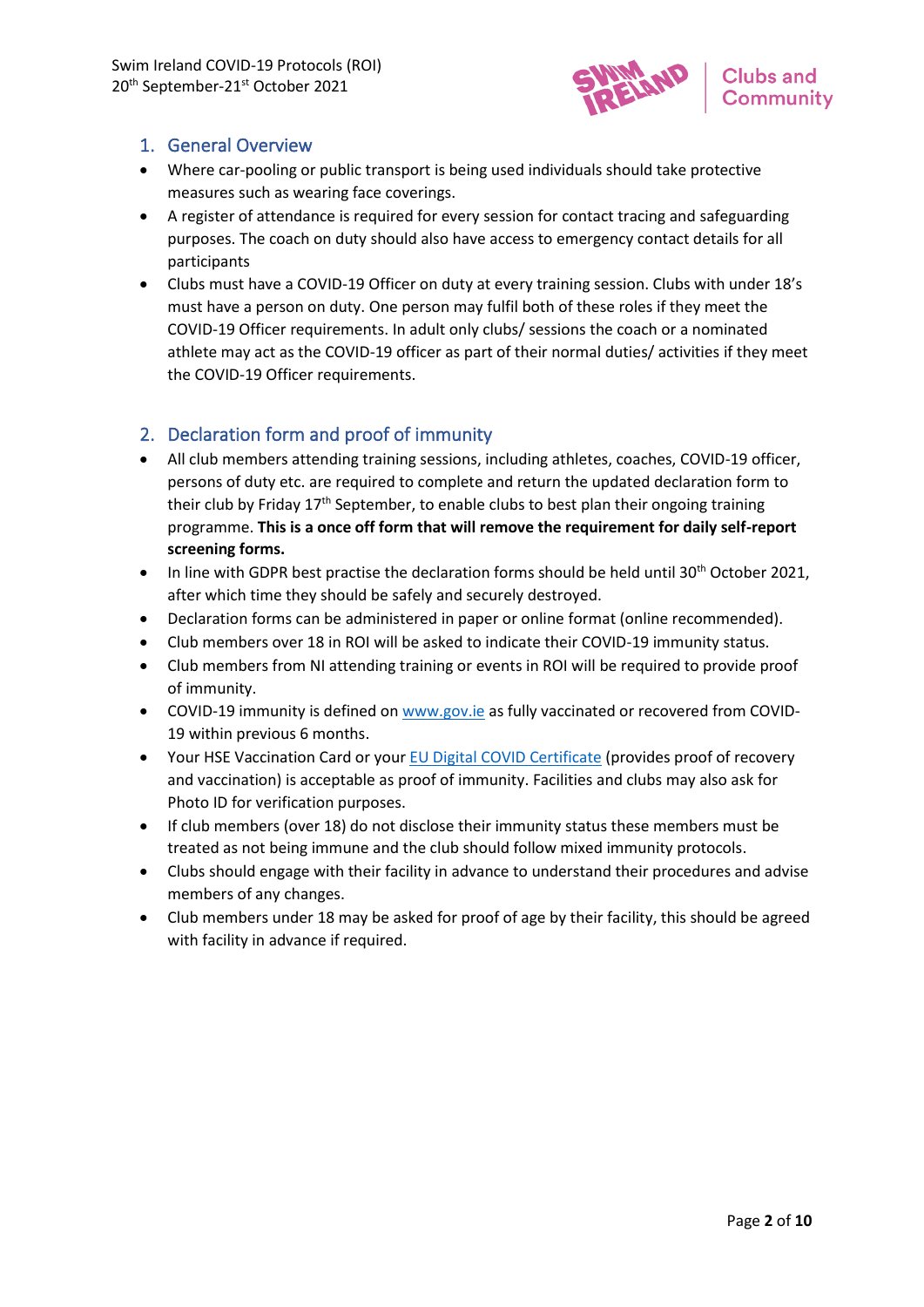## 1. General Overview

- Where car-pooling or public transport is being used individuals should take protective measures such as wearing face coverings.
- A register of attendance is required for every session for contact tracing and safeguarding purposes. The coach on duty should also have access to emergency contact details for all participants
- Clubs must have a COVID-19 Officer on duty at every training session. Clubs with under 18's must have a person on duty. One person may fulfil both of these roles if they meet the COVID-19 Officer requirements. In adult only clubs/ sessions the coach or a nominated athlete may act as the COVID-19 officer as part of their normal duties/ activities if they meet the COVID-19 Officer requirements.

## 2. Declaration form and proof of immunity

- All club members attending training sessions, including athletes, coaches, COVID-19 officer, persons of duty etc. are required to complete and return the updated declaration form to their club by Friday 17th September, to enable clubs to best plan their ongoing training programme. **This is a once off form that will remove the requirement for daily self-report screening forms.**
- In line with GDPR best practise the declaration forms should be held until 30th October 2021, after which time they should be safely and securely destroyed.
- Declaration forms can be administered in paper or online format (online recommended).
- Club members over 18 in ROI will be asked to indicate their COVID-19 immunity status.
- Club members from NI attending training or events in ROI will be required to provide proof of immunity.
- COVID-19 immunity is defined on www.gov.ie as fully vaccinated or recovered from COVID-19 within previous 6 months.
- Your HSE Vaccination Card or your EU Digital COVID Certificate (provides proof of recovery and vaccination) is acceptable as proof of immunity. Facilities and clubs may also ask for Photo ID for verification purposes.
- If club members (over 18) do not disclose their immunity status these members must be treated as not being immune and the club should follow mixed immunity protocols.
- Clubs should engage with their facility in advance to understand their procedures and advise members of any changes.
- Club members under 18 may be asked for proof of age by their facility, this should be agreed with facility in advance if required.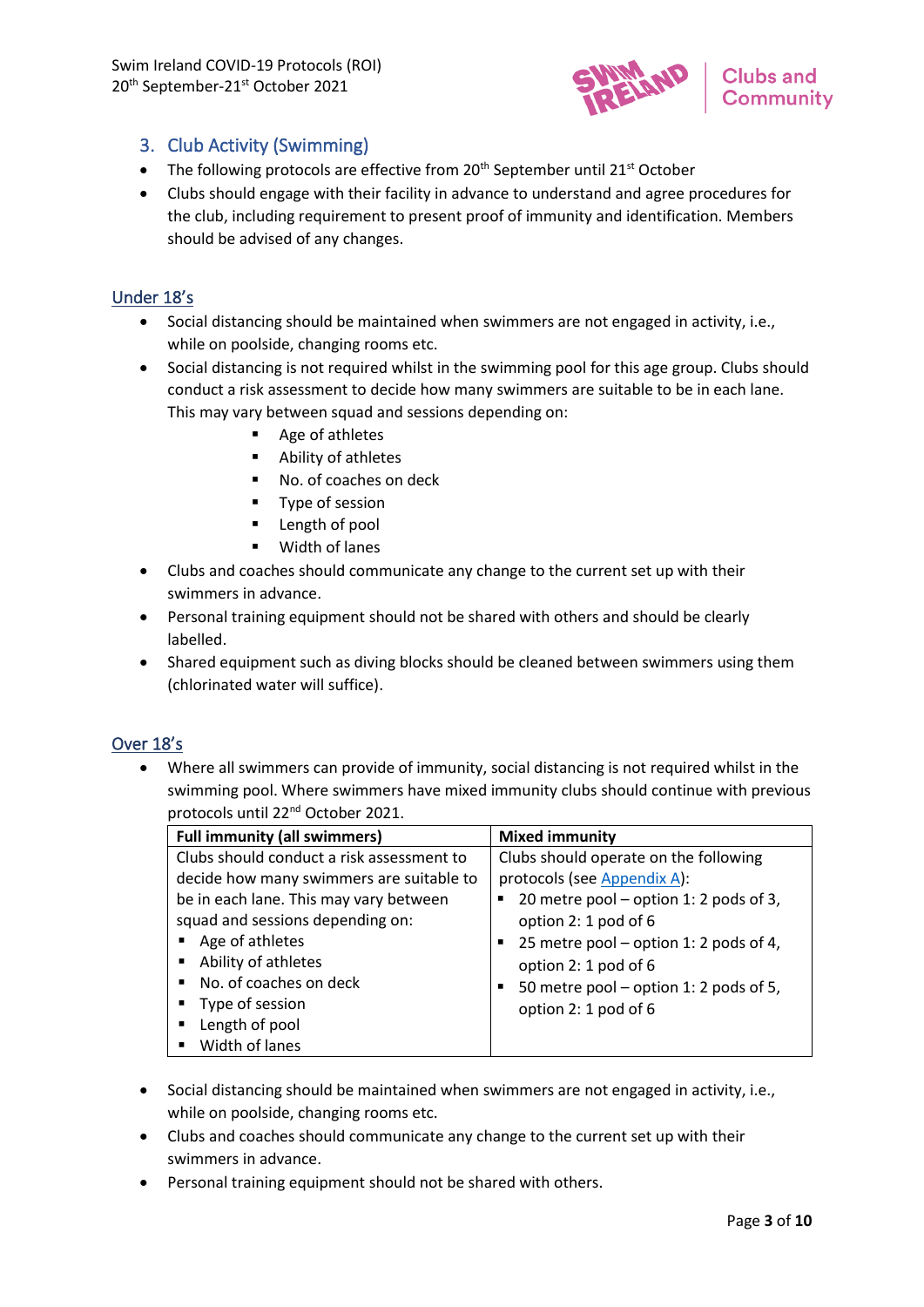## 3. Club Activity (Swimming)

- The following protocols are effective from 20th September until 21st October
- Clubs should engage with their facility in advance to understand and agree procedures for the club, including requirement to present proof of immunity and identification. Members should be advised of any changes.

### Under 18's

- Social distancing should be maintained when swimmers are not engaged in activity, i.e., while on poolside, changing rooms etc.
- Social distancing is not required whilst in the swimming pool for this age group. Clubs should conduct a risk assessment to decide how many swimmers are suitable to be in each lane. This may vary between squad and sessions depending on:
  - Age of athletes
  - Ability of athletes
  - No. of coaches on deck
  - Type of session
  - Length of pool
  - Width of lanes
- Clubs and coaches should communicate any change to the current set up with their swimmers in advance.
- Personal training equipment should not be shared with others and should be clearly labelled.
- Shared equipment such as diving blocks should be cleaned between swimmers using them (chlorinated water will suffice).

### Over 18's

- Where all swimmers can provide of immunity, social distancing is not required whilst in the swimming pool. Where swimmers have mixed immunity clubs should continue with previous protocols until 22nd October 2021.

| Full immunity (all swimmers) | Mixed immunity |
|---|---|
| Clubs should conduct a risk assessment to decide how many swimmers are suitable to be in each lane. This may vary between squad and sessions depending on:<br>▪ Age of athletes<br>▪ Ability of athletes<br>▪ No. of coaches on deck<br>▪ Type of session<br>▪ Length of pool<br>▪ Width of lanes | Clubs should operate on the following protocols (see Appendix A):<br>▪ 20 metre pool – option 1: 2 pods of 3, option 2: 1 pod of 6<br>▪ 25 metre pool – option 1: 2 pods of 4, option 2: 1 pod of 6<br>▪ 50 metre pool – option 1: 2 pods of 5, option 2: 1 pod of 6 |

- Social distancing should be maintained when swimmers are not engaged in activity, i.e., while on poolside, changing rooms etc.
- Clubs and coaches should communicate any change to the current set up with their swimmers in advance.
- Personal training equipment should not be shared with others.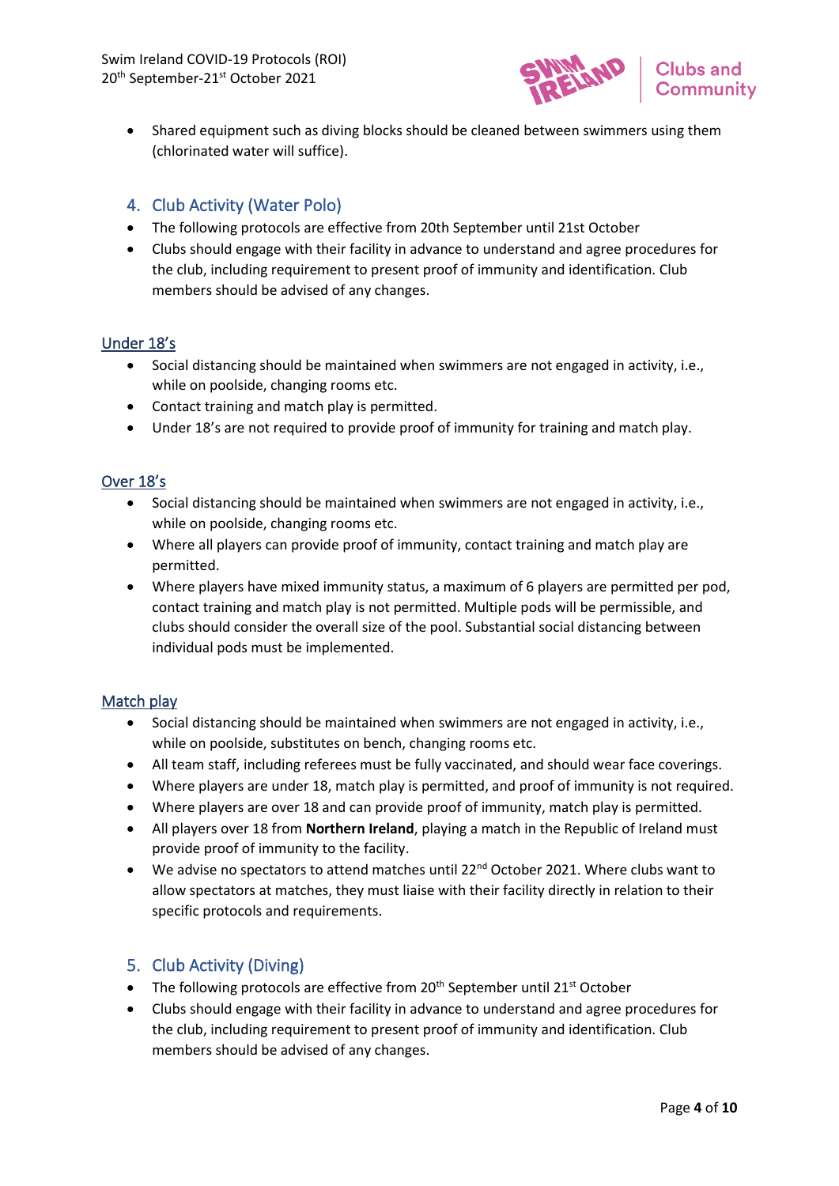- Shared equipment such as diving blocks should be cleaned between swimmers using them (chlorinated water will suffice).

## 4. Club Activity (Water Polo)

- The following protocols are effective from 20th September until 21st October
- Clubs should engage with their facility in advance to understand and agree procedures for the club, including requirement to present proof of immunity and identification. Club members should be advised of any changes.

### Under 18's

- Social distancing should be maintained when swimmers are not engaged in activity, i.e., while on poolside, changing rooms etc.
- Contact training and match play is permitted.
- Under 18's are not required to provide proof of immunity for training and match play.

### Over 18's

- Social distancing should be maintained when swimmers are not engaged in activity, i.e., while on poolside, changing rooms etc.
- Where all players can provide proof of immunity, contact training and match play are permitted.
- Where players have mixed immunity status, a maximum of 6 players are permitted per pod, contact training and match play is not permitted. Multiple pods will be permissible, and clubs should consider the overall size of the pool. Substantial social distancing between individual pods must be implemented.

### Match play

- Social distancing should be maintained when swimmers are not engaged in activity, i.e., while on poolside, substitutes on bench, changing rooms etc.
- All team staff, including referees must be fully vaccinated, and should wear face coverings.
- Where players are under 18, match play is permitted, and proof of immunity is not required.
- Where players are over 18 and can provide proof of immunity, match play is permitted.
- All players over 18 from **Northern Ireland**, playing a match in the Republic of Ireland must provide proof of immunity to the facility.
- We advise no spectators to attend matches until 22nd October 2021. Where clubs want to allow spectators at matches, they must liaise with their facility directly in relation to their specific protocols and requirements.

## 5. Club Activity (Diving)

- The following protocols are effective from 20th September until 21st October
- Clubs should engage with their facility in advance to understand and agree procedures for the club, including requirement to present proof of immunity and identification. Club members should be advised of any changes.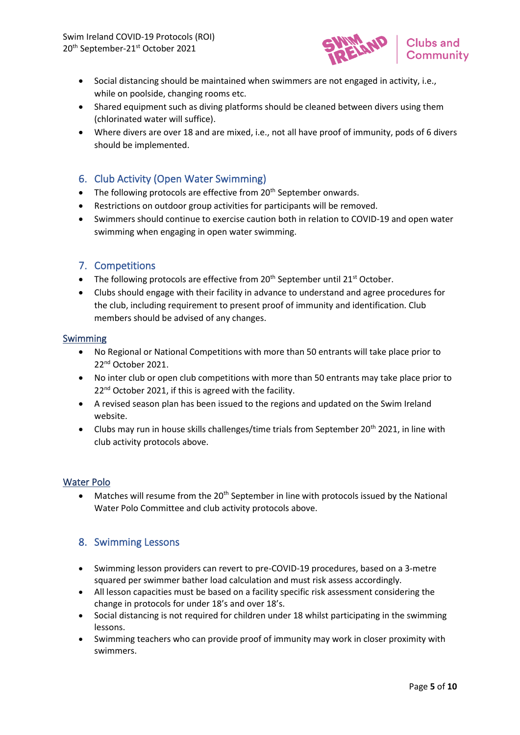- Social distancing should be maintained when swimmers are not engaged in activity, i.e., while on poolside, changing rooms etc.
- Shared equipment such as diving platforms should be cleaned between divers using them (chlorinated water will suffice).
- Where divers are over 18 and are mixed, i.e., not all have proof of immunity, pods of 6 divers should be implemented.

## 6. Club Activity (Open Water Swimming)

- The following protocols are effective from 20th September onwards.
- Restrictions on outdoor group activities for participants will be removed.
- Swimmers should continue to exercise caution both in relation to COVID-19 and open water swimming when engaging in open water swimming.

## 7. Competitions

- The following protocols are effective from 20th September until 21st October.
- Clubs should engage with their facility in advance to understand and agree procedures for the club, including requirement to present proof of immunity and identification. Club members should be advised of any changes.

### Swimming

- No Regional or National Competitions with more than 50 entrants will take place prior to 22nd October 2021.
- No inter club or open club competitions with more than 50 entrants may take place prior to 22nd October 2021, if this is agreed with the facility.
- A revised season plan has been issued to the regions and updated on the Swim Ireland website.
- Clubs may run in house skills challenges/time trials from September 20th 2021, in line with club activity protocols above.

### Water Polo

- Matches will resume from the 20th September in line with protocols issued by the National Water Polo Committee and club activity protocols above.

## 8. Swimming Lessons

- Swimming lesson providers can revert to pre-COVID-19 procedures, based on a 3-metre squared per swimmer bather load calculation and must risk assess accordingly.
- All lesson capacities must be based on a facility specific risk assessment considering the change in protocols for under 18's and over 18's.
- Social distancing is not required for children under 18 whilst participating in the swimming lessons.
- Swimming teachers who can provide proof of immunity may work in closer proximity with swimmers.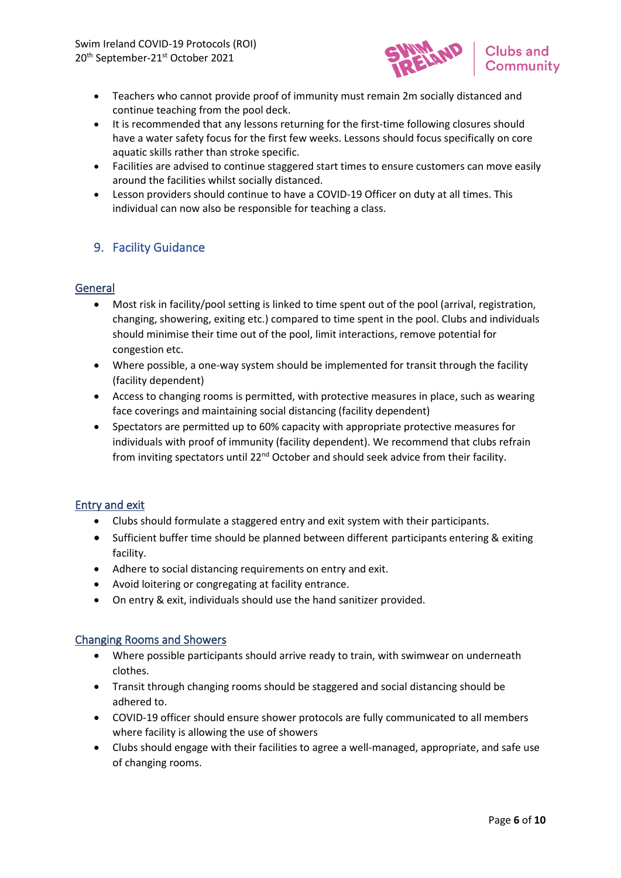- Teachers who cannot provide proof of immunity must remain 2m socially distanced and continue teaching from the pool deck.
- It is recommended that any lessons returning for the first-time following closures should have a water safety focus for the first few weeks. Lessons should focus specifically on core aquatic skills rather than stroke specific.
- Facilities are advised to continue staggered start times to ensure customers can move easily around the facilities whilst socially distanced.
- Lesson providers should continue to have a COVID-19 Officer on duty at all times. This individual can now also be responsible for teaching a class.

## 9. Facility Guidance

### General

- Most risk in facility/pool setting is linked to time spent out of the pool (arrival, registration, changing, showering, exiting etc.) compared to time spent in the pool. Clubs and individuals should minimise their time out of the pool, limit interactions, remove potential for congestion etc.
- Where possible, a one-way system should be implemented for transit through the facility (facility dependent)
- Access to changing rooms is permitted, with protective measures in place, such as wearing face coverings and maintaining social distancing (facility dependent)
- Spectators are permitted up to 60% capacity with appropriate protective measures for individuals with proof of immunity (facility dependent). We recommend that clubs refrain from inviting spectators until 22nd October and should seek advice from their facility.

### Entry and exit

- Clubs should formulate a staggered entry and exit system with their participants.
- Sufficient buffer time should be planned between different participants entering & exiting facility.
- Adhere to social distancing requirements on entry and exit.
- Avoid loitering or congregating at facility entrance.
- On entry & exit, individuals should use the hand sanitizer provided.

### Changing Rooms and Showers

- Where possible participants should arrive ready to train, with swimwear on underneath clothes.
- Transit through changing rooms should be staggered and social distancing should be adhered to.
- COVID-19 officer should ensure shower protocols are fully communicated to all members where facility is allowing the use of showers
- Clubs should engage with their facilities to agree a well-managed, appropriate, and safe use of changing rooms.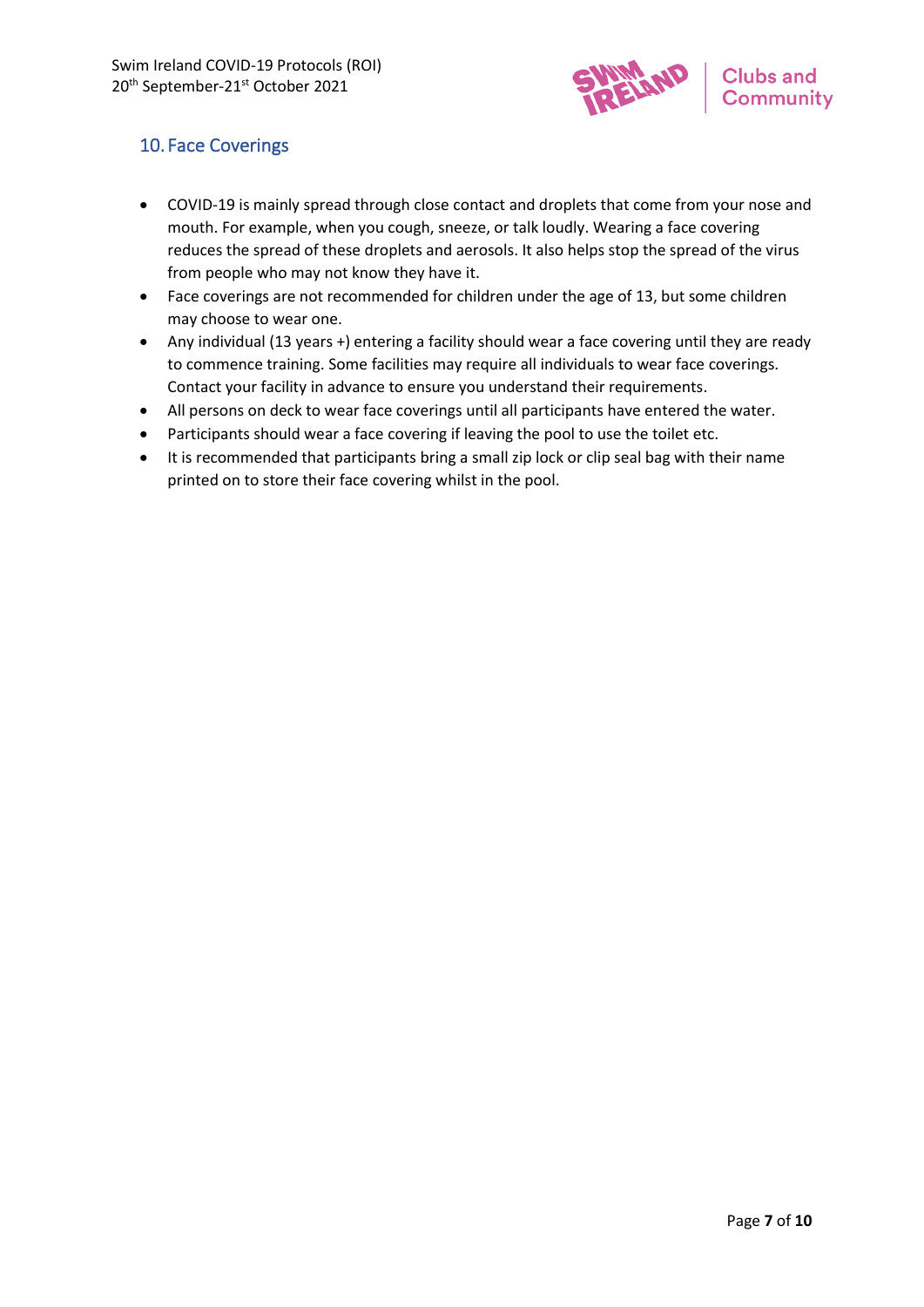## 10. Face Coverings

- COVID-19 is mainly spread through close contact and droplets that come from your nose and mouth. For example, when you cough, sneeze, or talk loudly. Wearing a face covering reduces the spread of these droplets and aerosols. It also helps stop the spread of the virus from people who may not know they have it.
- Face coverings are not recommended for children under the age of 13, but some children may choose to wear one.
- Any individual (13 years +) entering a facility should wear a face covering until they are ready to commence training. Some facilities may require all individuals to wear face coverings. Contact your facility in advance to ensure you understand their requirements.
- All persons on deck to wear face coverings until all participants have entered the water.
- Participants should wear a face covering if leaving the pool to use the toilet etc.
- It is recommended that participants bring a small zip lock or clip seal bag with their name printed on to store their face covering whilst in the pool.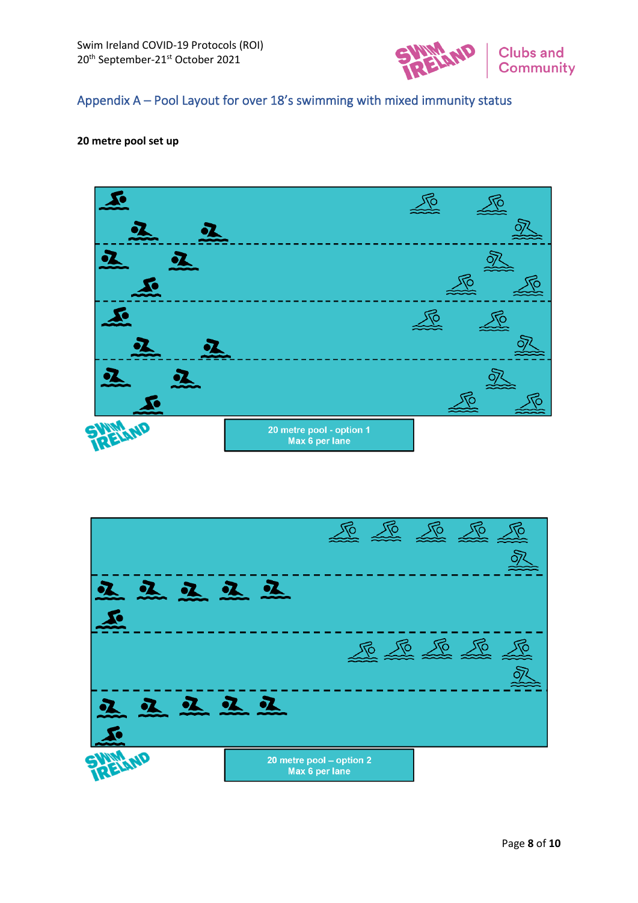## Appendix A – Pool Layout for over 18's swimming with mixed immunity status

**20 metre pool set up**

20 metre pool - option 1
Max 6 per lane

20 metre pool – option 2
Max 6 per lane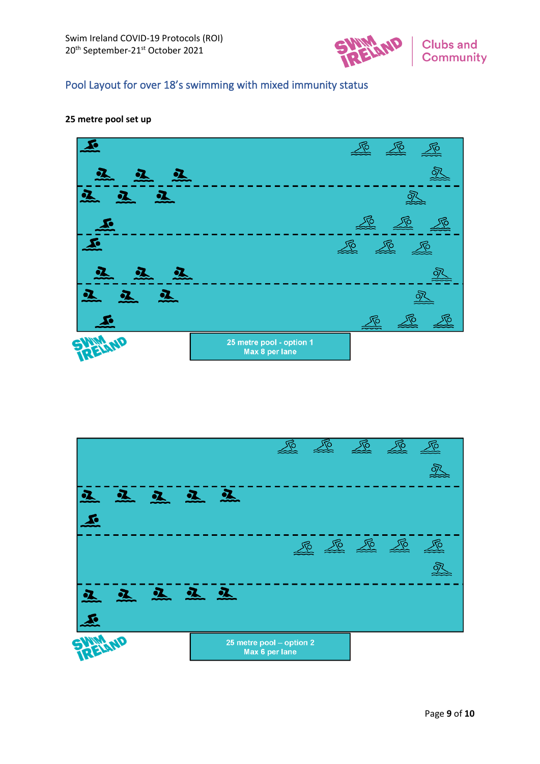## Pool Layout for over 18's swimming with mixed immunity status

**25 metre pool set up**

25 metre pool - option 1
Max 8 per lane

25 metre pool – option 2
Max 6 per lane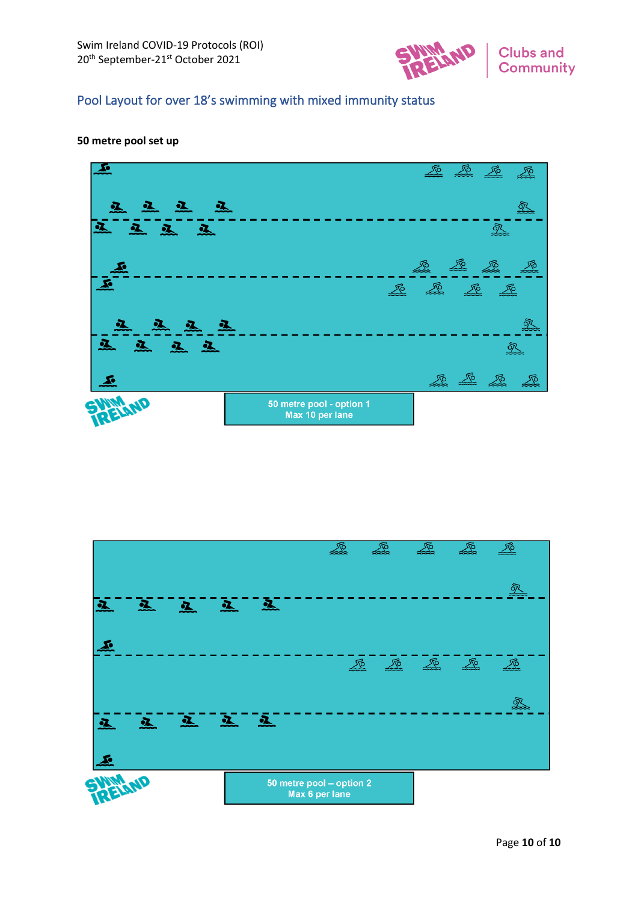## Pool Layout for over 18's swimming with mixed immunity status

**50 metre pool set up**

50 metre pool - option 1
Max 10 per lane

50 metre pool – option 2
Max 6 per lane